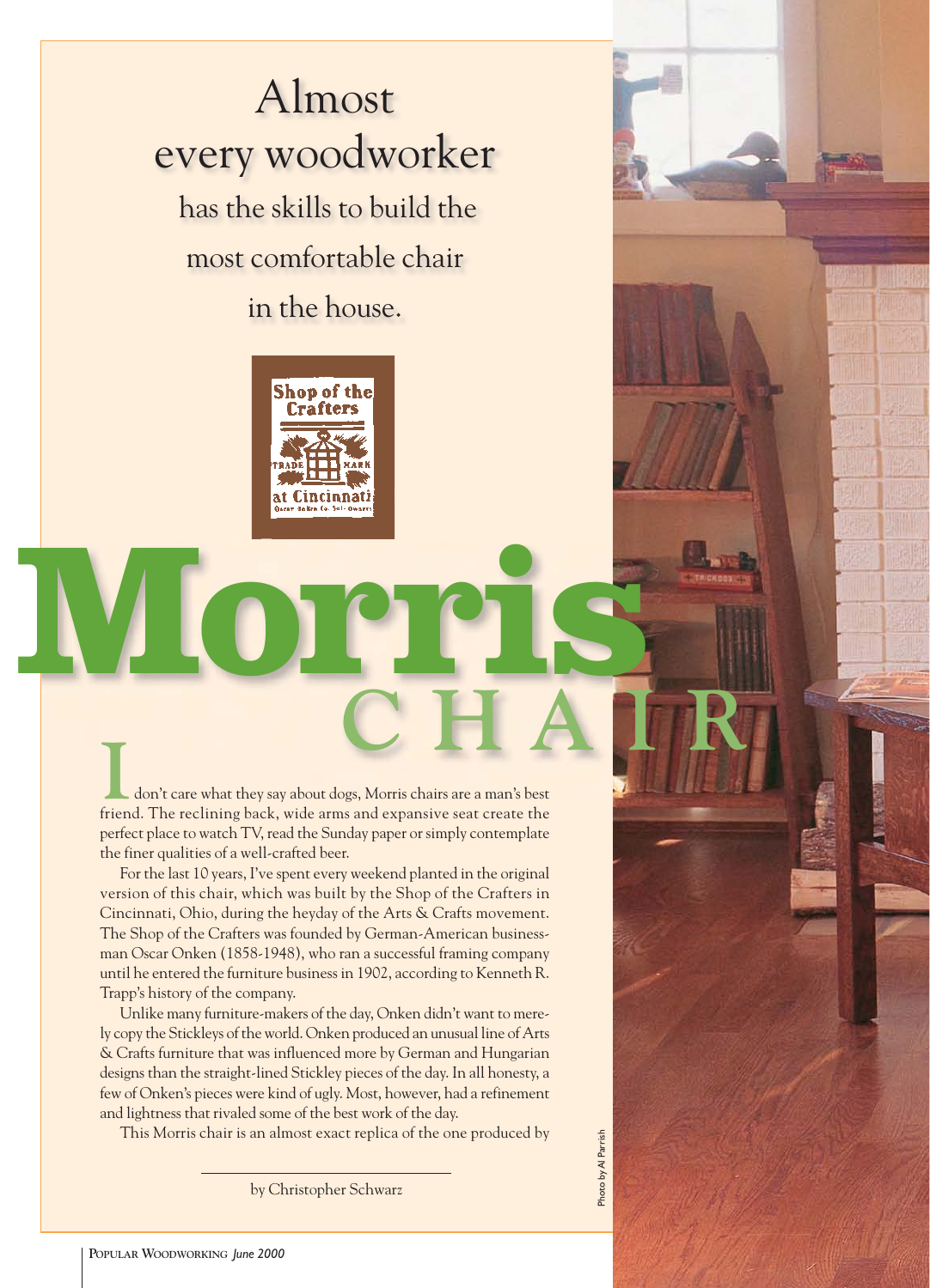Almost every woodworker has the skills to build the most comfortable chair in the house.

Shop of the Crafters
TRADE MARK
at Cincinnati
Oscar Onken Co. Sol-Owners

# Morris CHAIR

I don't care what they say about dogs, Morris chairs are a man's best friend. The reclining back, wide arms and expansive seat create the perfect place to watch TV, read the Sunday paper or simply contemplate the finer qualities of a well-crafted beer.

For the last 10 years, I've spent every weekend planted in the original version of this chair, which was built by the Shop of the Crafters in Cincinnati, Ohio, during the heyday of the Arts & Crafts movement. The Shop of the Crafters was founded by German-American businessman Oscar Onken (1858-1948), who ran a successful framing company until he entered the furniture business in 1902, according to Kenneth R. Trapp's history of the company.

Unlike many furniture-makers of the day, Onken didn't want to merely copy the Stickleys of the world. Onken produced an unusual line of Arts & Crafts furniture that was influenced more by German and Hungarian designs than the straight-lined Stickley pieces of the day. In all honesty, a few of Onken's pieces were kind of ugly. Most, however, had a refinement and lightness that rivaled some of the best work of the day.

This Morris chair is an almost exact replica of the one produced by

by Christopher Schwarz

Photo by Al Parrish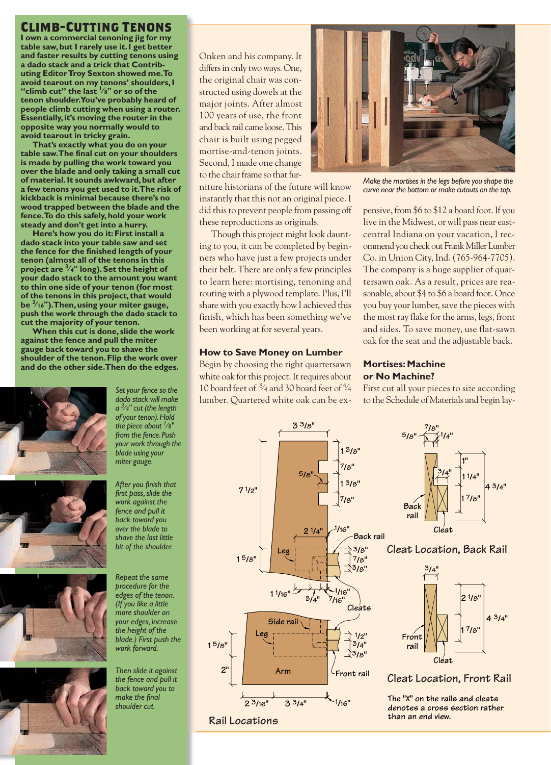## Climb-Cutting Tenons

**I own a commercial tenoning jig for my table saw, but I rarely use it. I get better and faster results by cutting tenons using a dado stack and a trick that Contributing Editor Troy Sexton showed me. To avoid tearout on my tenons' shoulders, I "climb cut" the last 1/8" or so of the tenon shoulder. You've probably heard of people climb cutting when using a router. Essentially, it's moving the router in the opposite way you normally would to avoid tearout in tricky grain.**

**That's exactly what you do on your table saw. The final cut on your shoulders is made by pulling the work toward you over the blade and only taking a small cut of material. It sounds awkward, but after a few tenons you get used to it. The risk of kickback is minimal because there's no wood trapped between the blade and the fence. To do this safely, hold your work steady and don't get into a hurry.**

**Here's how you do it: First install a dado stack into your table saw and set the fence for the finished length of your tenon (almost all of the tenons in this project are 3/4" long). Set the height of your dado stack to the amount you want to thin one side of your tenon (for most of the tenons in this project, that would be 3/16"). Then, using your miter gauge, push the work through the dado stack to cut the majority of your tenon.**

**When this cut is done, slide the work against the fence and pull the miter gauge back toward you to shave the shoulder of the tenon. Flip the work over and do the other side. Then do the edges.**

*Set your fence so the dado stack will make a 3/4" cut (the length of your tenon). Hold the piece about 1/8" from the fence. Push your work through the blade using your miter gauge.*

*After you finish that first pass, slide the work against the fence and pull it back toward you over the blade to shave the last little bit of the shoulder.*

*Repeat the same procedure for the edges of the tenon. (If you like a little more shoulder on your edges, increase the height of the blade.) First push the work forward.*

*Then slide it against the fence and pull it back toward you to make the final shoulder cut.*

Onken and his company. It differs in only two ways. One, the original chair was constructed using dowels at the major joints. After almost 100 years of use, the front and back rail came loose. This chair is built using pegged mortise-and-tenon joints. Second, I made one change to the chair frame so that furniture historians of the future will know instantly that this not an original piece. I did this to prevent people from passing off these reproductions as originals.

Though this project might look daunting to you, it can be completed by beginners who have just a few projects under their belt. There are only a few principles to learn here: mortising, tenoning and routing with a plywood template. Plus, I'll share with you exactly how I achieved this finish, which has been something we've been working at for several years.

*Make the mortises in the legs before you shape the curve near the bottom or make cutouts on the top.*

### How to Save Money on Lumber

Begin by choosing the right quartersawn white oak for this project. It requires about 10 board feet of 8/4 and 30 board feet of 4/4 lumber. Quartered white oak can be expensive, from $6 to $12 a board foot. If you live in the Midwest, or will pass near east-central Indiana on your vacation, I recommend you check out Frank Miller Lumber Co. in Union City, Ind. (765-964-7705). The company is a huge supplier of quartersawn oak. As a result, prices are reasonable, about $4 to $6 a board foot. Once you buy your lumber, save the pieces with the most ray flake for the arms, legs, front and sides. To save money, use flat-sawn oak for the seat and the adjustable back.

### Mortises: Machine or No Machine?

First cut all your pieces to size according to the Schedule of Materials and begin lay-

**Rail Locations**

3 3/8"
1 3/8"
7/8"
5/8"
1 3/8"
7/8"
7 1/2"
2 1/4"
1/16"
Back rail
Leg
3/8"
7/8"
3/8"
1 5/8"
1 1/16"
3/4"
7/16"
1/16"
Cleats
Side rail
Leg
1/2"
3/4"
3/8"
1 5/8"
2"
Arm
Front rail
2 3/16"
3 3/4"
1/16"

**Cleat Location, Back Rail**

7/8"
5/8"
1/4"
1"
3/4"
1 1/4"
4 3/4"
1 7/8"
Back rail
Cleat

**Cleat Location, Front Rail**

3/4"
2 1/8"
4 3/4"
1 7/8"
Front rail
Cleat

The "X" on the rails and cleats denotes a cross section rather than an end view.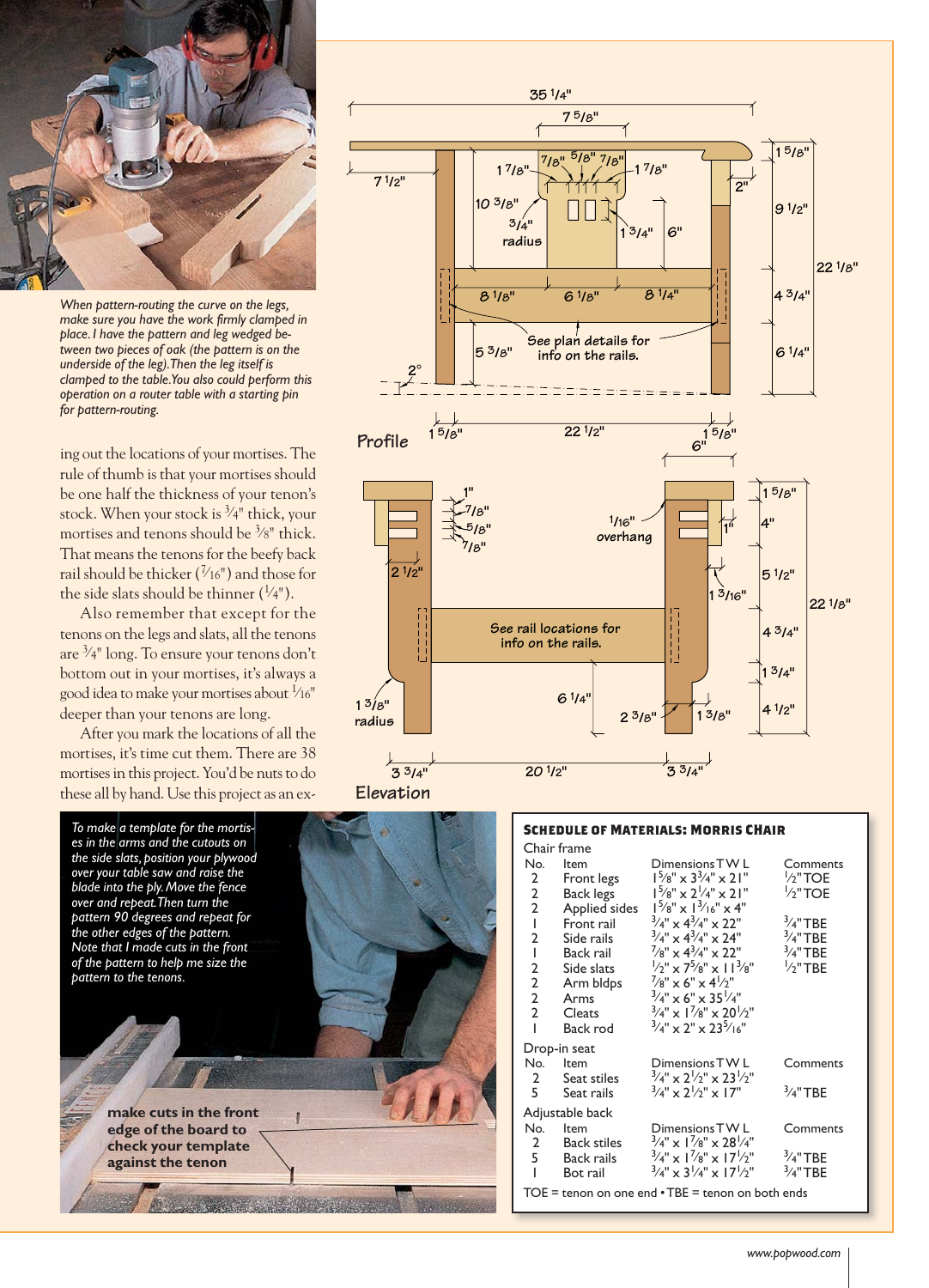*When pattern-routing the curve on the legs, make sure you have the work firmly clamped in place. I have the pattern and leg wedged between two pieces of oak (the pattern is on the underside of the leg). Then the leg itself is clamped to the table. You also could perform this operation on a router table with a starting pin for pattern-routing.*

ing out the locations of your mortises. The rule of thumb is that your mortises should be one half the thickness of your tenon's stock. When your stock is 3/4" thick, your mortises and tenons should be 3/8" thick. That means the tenons for the beefy back rail should be thicker (7/16") and those for the side slats should be thinner (1/4").

Also remember that except for the tenons on the legs and slats, all the tenons are 3/4" long. To ensure your tenons don't bottom out in your mortises, it's always a good idea to make your mortises about 1/16" deeper than your tenons are long.

After you mark the locations of all the mortises, it's time cut them. There are 38 mortises in this project. You'd be nuts to do these all by hand. Use this project as an ex-

*To make a template for the mortises in the arms and the cutouts on the side slats, position your plywood over your table saw and raise the blade into the ply. Move the fence over and repeat. Then turn the pattern 90 degrees and repeat for the other edges of the pattern. Note that I made cuts in the front of the pattern to help me size the pattern to the tenons.*

**make cuts in the front edge of the board to check your template against the tenon**

Profile

Elevation

## SCHEDULE OF MATERIALS: MORRIS CHAIR

**Chair frame**

| No. | Item | Dimensions T W L | Comments |
|---|---|---|---|
| 2 | Front legs | 1 5/8" x 3 3/4" x 21" | 1/2"TOE |
| 2 | Back legs | 1 5/8" x 2 1/4" x 21" | 1/2"TOE |
| 2 | Applied sides | 1 5/8" x 1 3/16" x 4" | |
| 1 | Front rail | 3/4" x 4 3/4" x 22" | 3/4"TBE |
| 2 | Side rails | 3/4" x 4 3/4" x 24" | 3/4"TBE |
| 1 | Back rail | 7/8" x 4 3/4" x 22" | 3/4"TBE |
| 2 | Side slats | 1/2" x 7 5/8" x 11 3/8" | 1/2"TBE |
| 2 | Arm bldps | 7/8" x 6" x 4 1/2" | |
| 2 | Arms | 3/4" x 6" x 35 1/4" | |
| 2 | Cleats | 3/4" x 1 7/8" x 20 1/2" | |
| 1 | Back rod | 3/4" x 2" x 23 5/16" | |

**Drop-in seat**

| No. | Item | Dimensions T W L | Comments |
|---|---|---|---|
| 2 | Seat stiles | 3/4" x 2 1/2" x 23 1/2" | |
| 5 | Seat rails | 3/4" x 2 1/2" x 17" | 3/4"TBE |

**Adjustable back**

| No. | Item | Dimensions T W L | Comments |
|---|---|---|---|
| 2 | Back stiles | 3/4" x 1 7/8" x 28 1/4" | |
| 5 | Back rails | 3/4" x 1 7/8" x 17 1/2" | 3/4"TBE |
| 1 | Bot rail | 3/4" x 3 1/4" x 17 1/2" | 3/4"TBE |

TOE = tenon on one end • TBE = tenon on both ends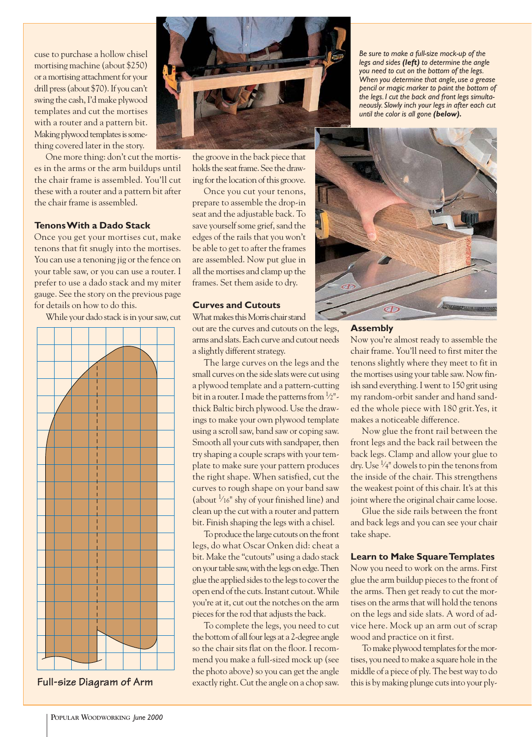cuse to purchase a hollow chisel mortising machine (about $250) or a mortising attachment for your drill press (about $70). If you can't swing the cash, I'd make plywood templates and cut the mortises with a router and a pattern bit. Making plywood templates is something covered later in the story.

One more thing: don't cut the mortises in the arms or the arm buildups until the chair frame is assembled. You'll cut these with a router and a pattern bit after the chair frame is assembled.

### Tenons With a Dado Stack

Once you get your mortises cut, make tenons that fit snugly into the mortises. You can use a tenoning jig or the fence on your table saw, or you can use a router. I prefer to use a dado stack and my miter gauge. See the story on the previous page for details on how to do this.

While your dado stack is in your saw, cut the groove in the back piece that holds the seat frame. See the drawing for the location of this groove.

Once you cut your tenons, prepare to assemble the drop-in seat and the adjustable back. To save yourself some grief, sand the edges of the rails that you won't be able to get to after the frames are assembled. Now put glue in all the mortises and clamp up the frames. Set them aside to dry.

**Full-size Diagram of Arm**

### Curves and Cutouts

What makes this Morris chair stand out are the curves and cutouts on the legs, arms and slats. Each curve and cutout needs a slightly different strategy.

The large curves on the legs and the small curves on the side slats were cut using a plywood template and a pattern-cutting bit in a router. I made the patterns from ½"-thick Baltic birch plywood. Use the drawings to make your own plywood template using a scroll saw, band saw or coping saw. Smooth all your cuts with sandpaper, then try shaping a couple scraps with your template to make sure your pattern produces the right shape. When satisfied, cut the curves to rough shape on your band saw (about ¹⁄₁₆" shy of your finished line) and clean up the cut with a router and pattern bit. Finish shaping the legs with a chisel.

To produce the large cutouts on the front legs, do what Oscar Onken did: cheat a bit. Make the "cutouts" using a dado stack on your table saw, with the legs on edge. Then glue the applied sides to the legs to cover the open end of the cuts. Instant cutout. While you're at it, cut out the notches on the arm pieces for the rod that adjusts the back.

To complete the legs, you need to cut the bottom of all four legs at a 2-degree angle so the chair sits flat on the floor. I recommend you make a full-sized mock up (see the photo above) so you can get the angle exactly right. Cut the angle on a chop saw.

*Be sure to make a full-size mock-up of the legs and sides* ***(left)*** *to determine the angle you need to cut on the bottom of the legs. When you determine that angle, use a grease pencil or magic marker to paint the bottom of the legs. I cut the back and front legs simultaneously. Slowly inch your legs in after each cut until the color is all gone* ***(below).***

### Assembly

Now you're almost ready to assemble the chair frame. You'll need to first miter the tenons slightly where they meet to fit in the mortises using your table saw. Now finish sand everything. I went to 150 grit using my random-orbit sander and hand sanded the whole piece with 180 grit. Yes, it makes a noticeable difference.

Now glue the front rail between the front legs and the back rail between the back legs. Clamp and allow your glue to dry. Use ¼" dowels to pin the tenons from the inside of the chair. This strengthens the weakest point of this chair. It's at this joint where the original chair came loose.

Glue the side rails between the front and back legs and you can see your chair take shape.

### Learn to Make Square Templates

Now you need to work on the arms. First glue the arm buildup pieces to the front of the arms. Then get ready to cut the mortises on the arms that will hold the tenons on the legs and side slats. A word of advice here. Mock up an arm out of scrap wood and practice on it first.

To make plywood templates for the mortises, you need to make a square hole in the middle of a piece of ply. The best way to do this is by making plunge cuts into your ply-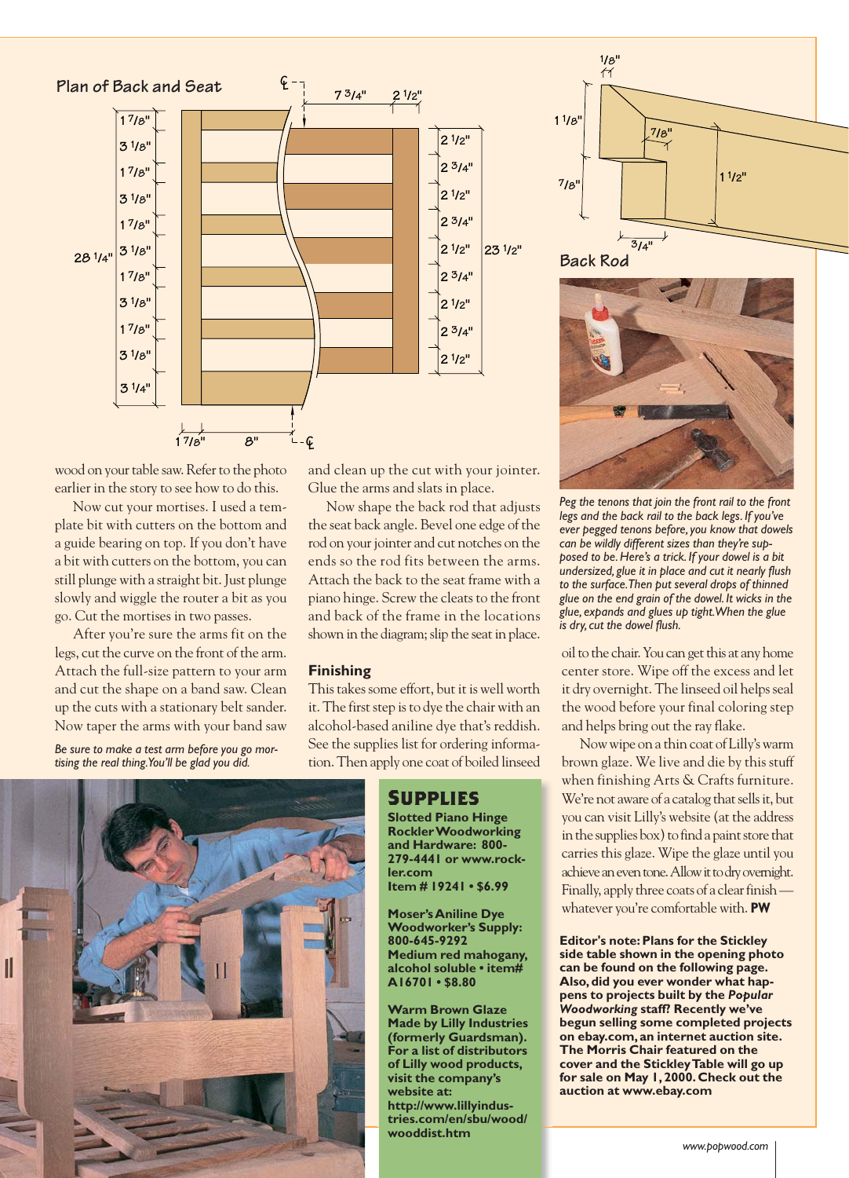## Plan of Back and Seat

7 3/4"
2 1/2"

1 7/8"
3 1/8"
1 7/8"
3 1/8"
1 7/8"
3 1/8"
1 7/8"
3 1/8"
1 7/8"
3 1/8"
3 1/4"

28 1/4"

2 1/2"
2 3/4"
2 1/2"
2 3/4"
2 1/2"
2 3/4"
2 1/2"
2 3/4"
2 1/2"

23 1/2"

1 7/8"
8"

## Back Rod

1/8"
1 1/8"
7/8"
7/8"
1 1/2"
3/4"

wood on your table saw. Refer to the photo earlier in the story to see how to do this.

Now cut your mortises. I used a template bit with cutters on the bottom and a guide bearing on top. If you don't have a bit with cutters on the bottom, you can still plunge with a straight bit. Just plunge slowly and wiggle the router a bit as you go. Cut the mortises in two passes.

After you're sure the arms fit on the legs, cut the curve on the front of the arm. Attach the full-size pattern to your arm and cut the shape on a band saw. Clean up the cuts with a stationary belt sander. Now taper the arms with your band saw and clean up the cut with your jointer. Glue the arms and slats in place.

*Be sure to make a test arm before you go mortising the real thing. You'll be glad you did.*

Now shape the back rod that adjusts the seat back angle. Bevel one edge of the rod on your jointer and cut notches on the ends so the rod fits between the arms. Attach the back to the seat frame with a piano hinge. Screw the cleats to the front and back of the frame in the locations shown in the diagram; slip the seat in place.

### Finishing

This takes some effort, but it is well worth it. The first step is to dye the chair with an alcohol-based aniline dye that's reddish. See the supplies list for ordering information. Then apply one coat of boiled linseed oil to the chair. You can get this at any home center store. Wipe off the excess and let it dry overnight. The linseed oil helps seal the wood before your final coloring step and helps bring out the ray flake.

Now wipe on a thin coat of Lilly's warm brown glaze. We live and die by this stuff when finishing Arts & Crafts furniture. We're not aware of a catalog that sells it, but you can visit Lilly's website (at the address in the supplies box) to find a paint store that carries this glaze. Wipe the glaze until you achieve an even tone. Allow it to dry overnight. Finally, apply three coats of a clear finish — whatever you're comfortable with. **PW**

*Peg the tenons that join the front rail to the front legs and the back rail to the back legs. If you've ever pegged tenons before, you know that dowels can be wildly different sizes than they're supposed to be. Here's a trick. If your dowel is a bit undersized, glue it in place and cut it nearly flush to the surface. Then put several drops of thinned glue on the end grain of the dowel. It wicks in the glue, expands and glues up tight. When the glue is dry, cut the dowel flush.*

### SUPPLIES

**Slotted Piano Hinge**
**Rockler Woodworking and Hardware: 800-279-4441 or www.rockler.com**
**Item # 19241 • $6.99**

**Moser's Aniline Dye**
**Woodworker's Supply: 800-645-9292**
**Medium red mahogany, alcohol soluble • item# A16701 • $8.80**

**Warm Brown Glaze**
**Made by Lilly Industries (formerly Guardsman). For a list of distributors of Lilly wood products, visit the company's website at: http://www.lillyindustries.com/en/sbu/wood/wooddist.htm**

**Editor's note: Plans for the Stickley side table shown in the opening photo can be found on the following page. Also, did you ever wonder what happens to projects built by the *Popular Woodworking* staff? Recently we've begun selling some completed projects on ebay.com, an internet auction site. The Morris Chair featured on the cover and the Stickley Table will go up for sale on May 1, 2000. Check out the auction at www.ebay.com**